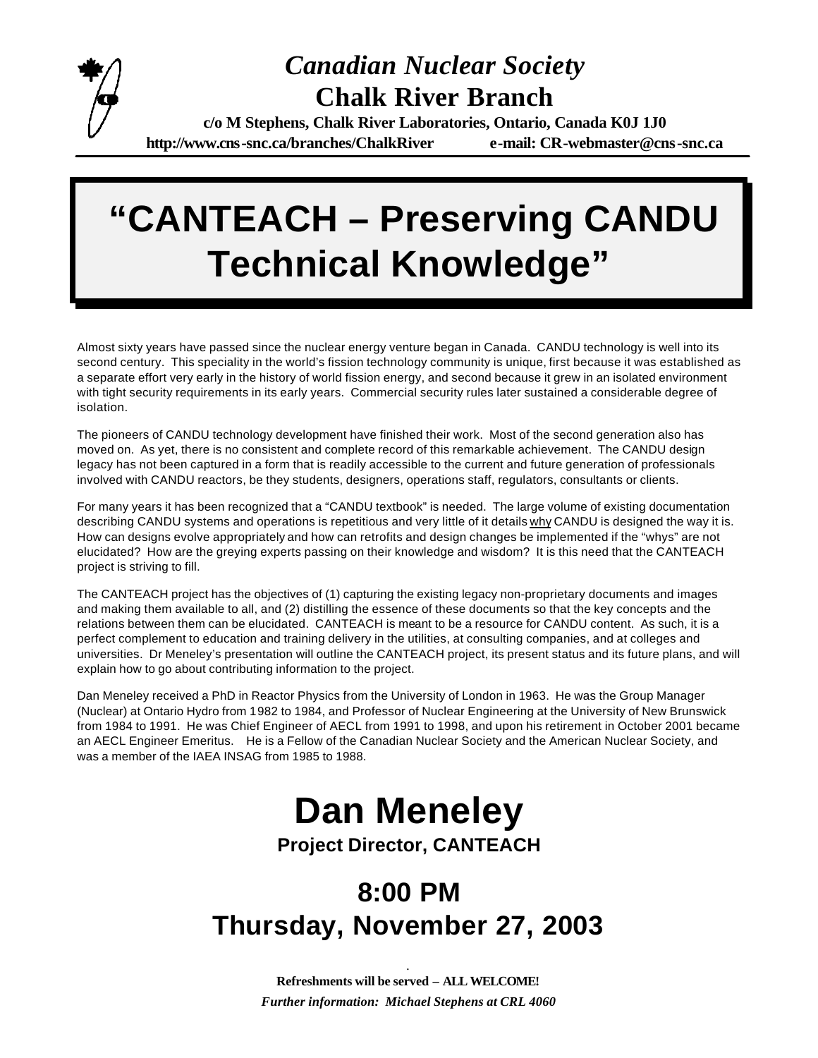# *Canadian Nuclear Society*
# Chalk River Branch

**c/o M Stephens, Chalk River Laboratories, Ontario, Canada K0J 1J0**
**http://www.cns-snc.ca/branches/ChalkRiver e-mail: CR-webmaster@cns-snc.ca**

# "CANTEACH – Preserving CANDU Technical Knowledge"

Almost sixty years have passed since the nuclear energy venture began in Canada. CANDU technology is well into its second century. This speciality in the world's fission technology community is unique, first because it was established as a separate effort very early in the history of world fission energy, and second because it grew in an isolated environment with tight security requirements in its early years. Commercial security rules later sustained a considerable degree of isolation.

The pioneers of CANDU technology development have finished their work. Most of the second generation also has moved on. As yet, there is no consistent and complete record of this remarkable achievement. The CANDU design legacy has not been captured in a form that is readily accessible to the current and future generation of professionals involved with CANDU reactors, be they students, designers, operations staff, regulators, consultants or clients.

For many years it has been recognized that a "CANDU textbook" is needed. The large volume of existing documentation describing CANDU systems and operations is repetitious and very little of it details <u>why</u> CANDU is designed the way it is. How can designs evolve appropriately and how can retrofits and design changes be implemented if the "whys" are not elucidated? How are the greying experts passing on their knowledge and wisdom? It is this need that the CANTEACH project is striving to fill.

The CANTEACH project has the objectives of (1) capturing the existing legacy non-proprietary documents and images and making them available to all, and (2) distilling the essence of these documents so that the key concepts and the relations between them can be elucidated. CANTEACH is meant to be a resource for CANDU content. As such, it is a perfect complement to education and training delivery in the utilities, at consulting companies, and at colleges and universities. Dr Meneley's presentation will outline the CANTEACH project, its present status and its future plans, and will explain how to go about contributing information to the project.

Dan Meneley received a PhD in Reactor Physics from the University of London in 1963. He was the Group Manager (Nuclear) at Ontario Hydro from 1982 to 1984, and Professor of Nuclear Engineering at the University of New Brunswick from 1984 to 1991. He was Chief Engineer of AECL from 1991 to 1998, and upon his retirement in October 2001 became an AECL Engineer Emeritus. He is a Fellow of the Canadian Nuclear Society and the American Nuclear Society, and was a member of the IAEA INSAG from 1985 to 1988.

# Dan Meneley

**Project Director, CANTEACH**

## 8:00 PM
## Thursday, November 27, 2003

**Refreshments will be served – ALL WELCOME!**

***Further information: Michael Stephens at CRL 4060***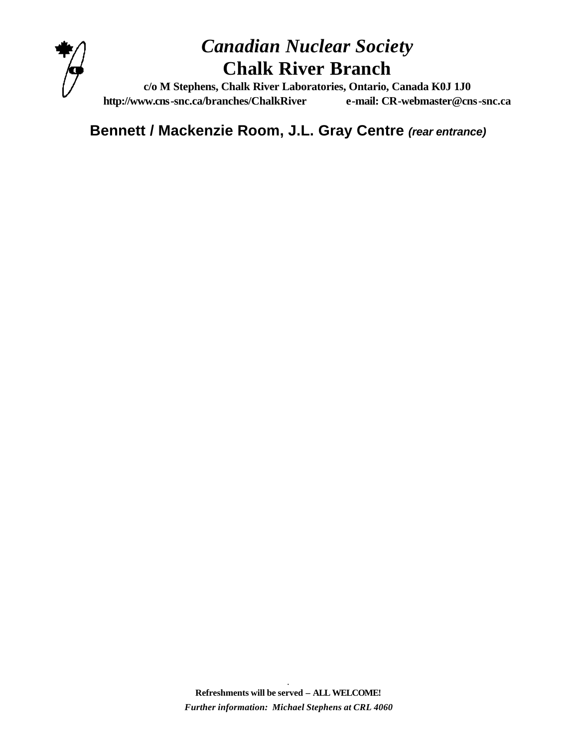# *Canadian Nuclear Society*

# Chalk River Branch

**c/o M Stephens, Chalk River Laboratories, Ontario, Canada K0J 1J0**

**http://www.cns-snc.ca/branches/ChalkRiver e-mail: CR-webmaster@cns-snc.ca**

**Bennett / Mackenzie Room, J.L. Gray Centre** ***(rear entrance)***

.

**Refreshments will be served – ALL WELCOME!**

***Further information: Michael Stephens at CRL 4060***